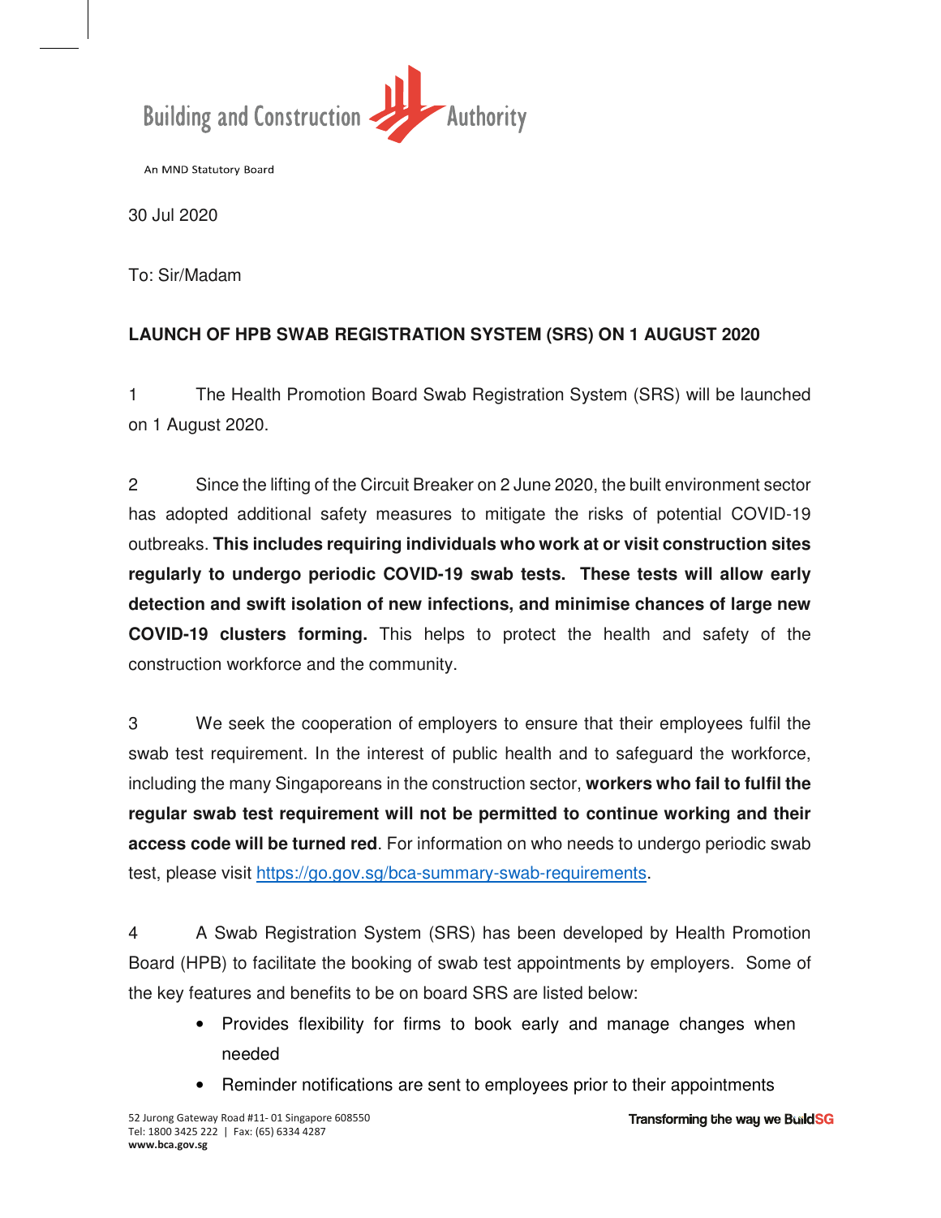Building and Construction Authority

An MND Statutory Board

30 Jul 2020

To: Sir/Madam

**LAUNCH OF HPB SWAB REGISTRATION SYSTEM (SRS) ON 1 AUGUST 2020**

1 The Health Promotion Board Swab Registration System (SRS) will be launched on 1 August 2020.

2 Since the lifting of the Circuit Breaker on 2 June 2020, the built environment sector has adopted additional safety measures to mitigate the risks of potential COVID-19 outbreaks. **This includes requiring individuals who work at or visit construction sites regularly to undergo periodic COVID-19 swab tests. These tests will allow early detection and swift isolation of new infections, and minimise chances of large new COVID-19 clusters forming.** This helps to protect the health and safety of the construction workforce and the community.

3 We seek the cooperation of employers to ensure that their employees fulfil the swab test requirement. In the interest of public health and to safeguard the workforce, including the many Singaporeans in the construction sector, **workers who fail to fulfil the regular swab test requirement will not be permitted to continue working and their access code will be turned red**. For information on who needs to undergo periodic swab test, please visit https://go.gov.sg/bca-summary-swab-requirements.

4 A Swab Registration System (SRS) has been developed by Health Promotion Board (HPB) to facilitate the booking of swab test appointments by employers. Some of the key features and benefits to be on board SRS are listed below:

- Provides flexibility for firms to book early and manage changes when needed
- Reminder notifications are sent to employees prior to their appointments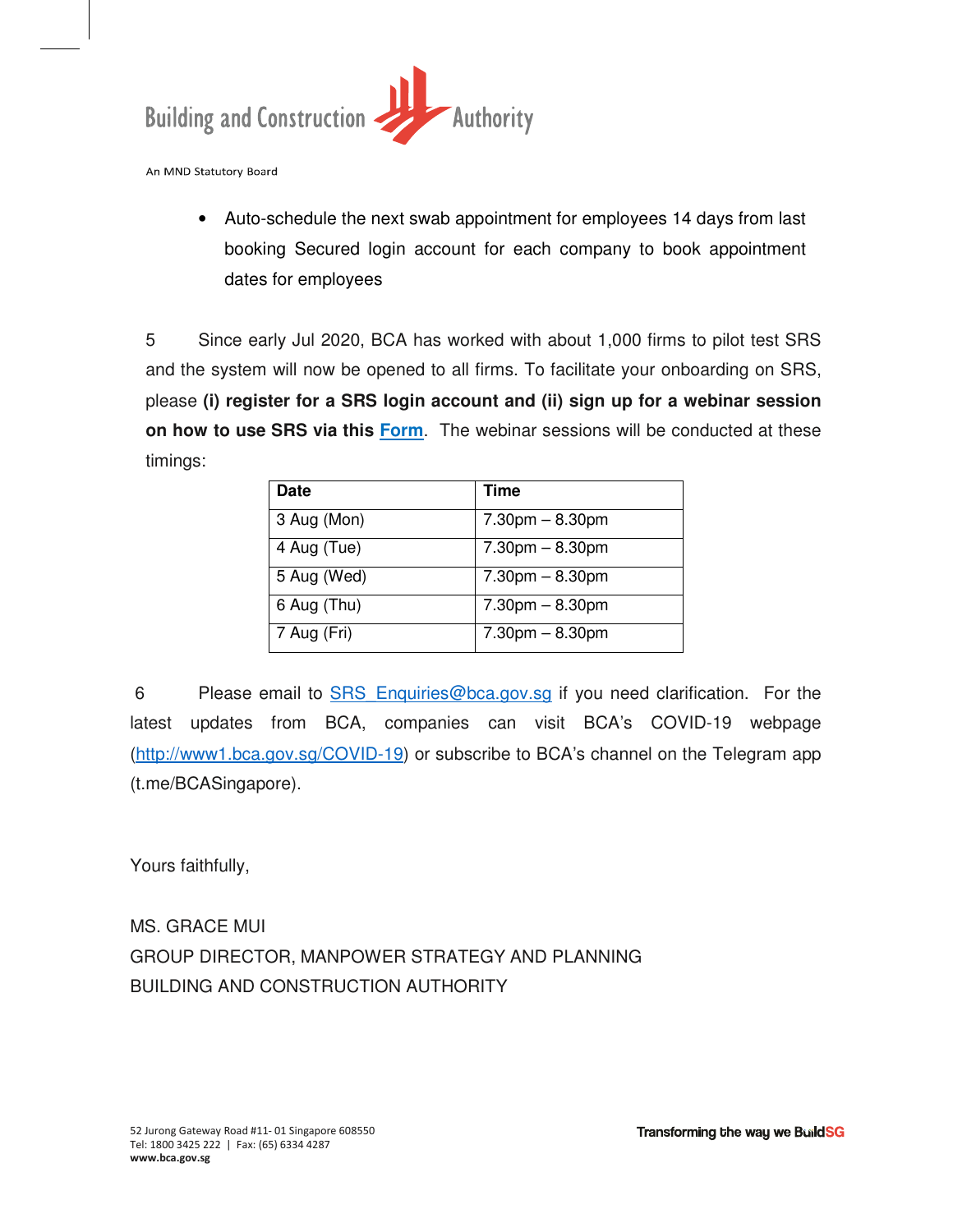- Auto-schedule the next swab appointment for employees 14 days from last booking Secured login account for each company to book appointment dates for employees

5 Since early Jul 2020, BCA has worked with about 1,000 firms to pilot test SRS and the system will now be opened to all firms. To facilitate your onboarding on SRS, please **(i) register for a SRS login account and (ii) sign up for a webinar session on how to use SRS via this Form**. The webinar sessions will be conducted at these timings:

| Date | Time |
|---|---|
| 3 Aug (Mon) | 7.30pm – 8.30pm |
| 4 Aug (Tue) | 7.30pm – 8.30pm |
| 5 Aug (Wed) | 7.30pm – 8.30pm |
| 6 Aug (Thu) | 7.30pm – 8.30pm |
| 7 Aug (Fri) | 7.30pm – 8.30pm |

6 Please email to SRS_Enquiries@bca.gov.sg if you need clarification. For the latest updates from BCA, companies can visit BCA's COVID-19 webpage (http://www1.bca.gov.sg/COVID-19) or subscribe to BCA's channel on the Telegram app (t.me/BCASingapore).

Yours faithfully,

MS. GRACE MUI
GROUP DIRECTOR, MANPOWER STRATEGY AND PLANNING
BUILDING AND CONSTRUCTION AUTHORITY